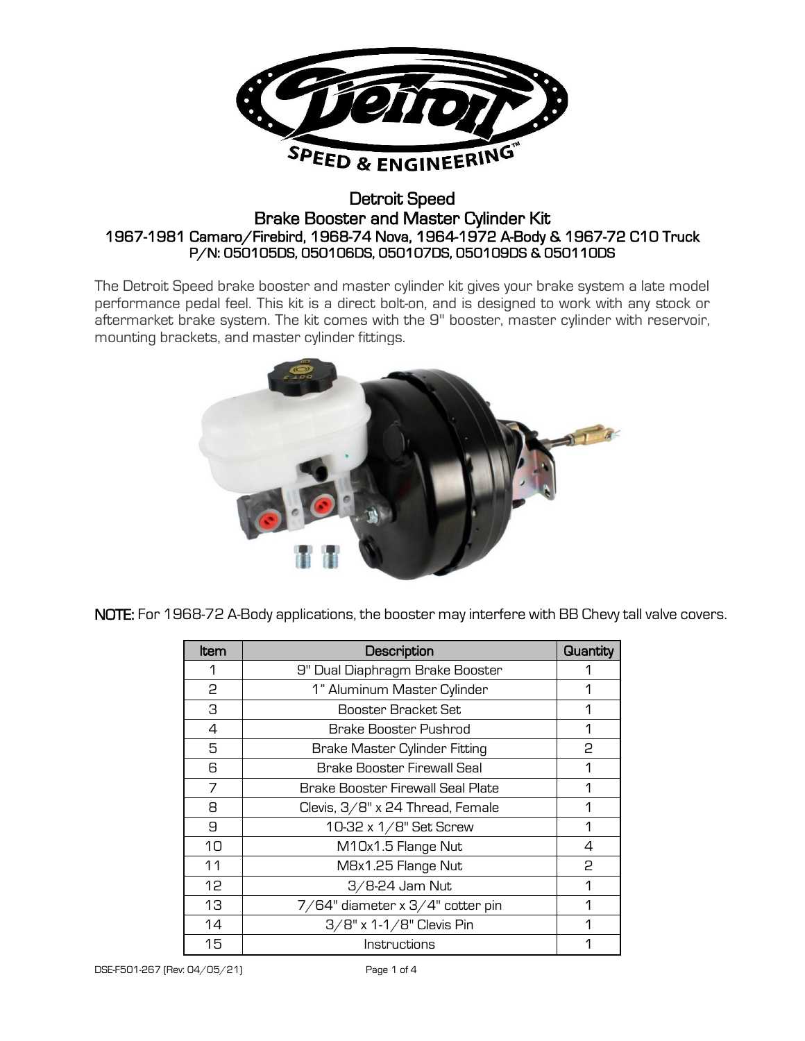# Detroit Speed
## Brake Booster and Master Cylinder Kit
### 1967-1981 Camaro/Firebird, 1968-74 Nova, 1964-1972 A-Body & 1967-72 C10 Truck
### P/N: 050105DS, 050106DS, 050107DS, 050109DS & 050110DS

The Detroit Speed brake booster and master cylinder kit gives your brake system a late model performance pedal feel. This kit is a direct bolt-on, and is designed to work with any stock or aftermarket brake system. The kit comes with the 9" booster, master cylinder with reservoir, mounting brackets, and master cylinder fittings.

**NOTE:** For 1968-72 A-Body applications, the booster may interfere with BB Chevy tall valve covers.

| Item | Description | Quantity |
|---|---|---|
| 1 | 9" Dual Diaphragm Brake Booster | 1 |
| 2 | 1" Aluminum Master Cylinder | 1 |
| 3 | Booster Bracket Set | 1 |
| 4 | Brake Booster Pushrod | 1 |
| 5 | Brake Master Cylinder Fitting | 2 |
| 6 | Brake Booster Firewall Seal | 1 |
| 7 | Brake Booster Firewall Seal Plate | 1 |
| 8 | Clevis, 3/8" x 24 Thread, Female | 1 |
| 9 | 10-32 x 1/8" Set Screw | 1 |
| 10 | M10x1.5 Flange Nut | 4 |
| 11 | M8x1.25 Flange Nut | 2 |
| 12 | 3/8-24 Jam Nut | 1 |
| 13 | 7/64" diameter x 3/4" cotter pin | 1 |
| 14 | 3/8" x 1-1/8" Clevis Pin | 1 |
| 15 | Instructions | 1 |

DSE-F501-267 (Rev: 04/05/21)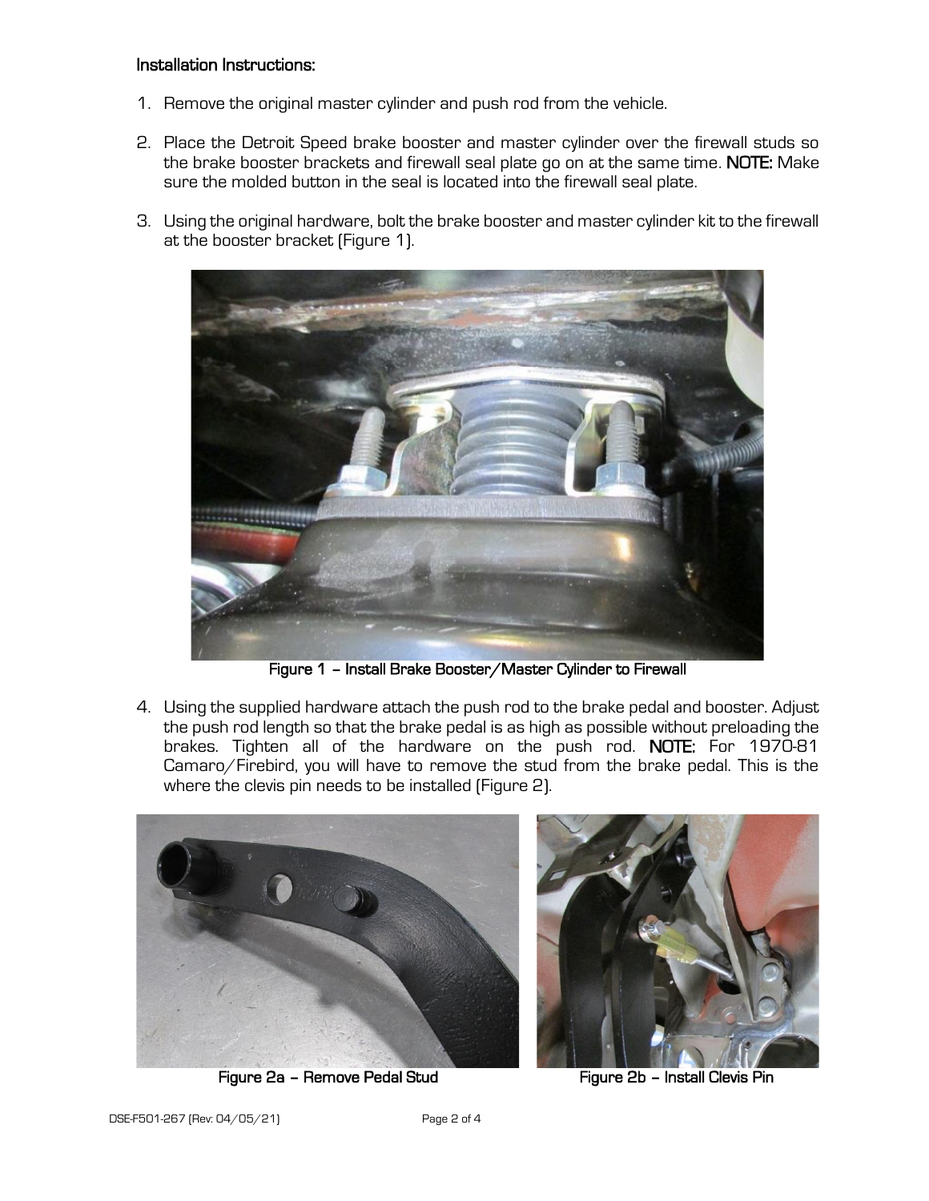**Installation Instructions:**

1. Remove the original master cylinder and push rod from the vehicle.

2. Place the Detroit Speed brake booster and master cylinder over the firewall studs so the brake booster brackets and firewall seal plate go on at the same time. **NOTE:** Make sure the molded button in the seal is located into the firewall seal plate.

3. Using the original hardware, bolt the brake booster and master cylinder kit to the firewall at the booster bracket (Figure 1).

**Figure 1 – Install Brake Booster/Master Cylinder to Firewall**

4. Using the supplied hardware attach the push rod to the brake pedal and booster. Adjust the push rod length so that the brake pedal is as high as possible without preloading the brakes. Tighten all of the hardware on the push rod. **NOTE:** For 1970-81 Camaro/Firebird, you will have to remove the stud from the brake pedal. This is the where the clevis pin needs to be installed (Figure 2).

**Figure 2a – Remove Pedal Stud**

**Figure 2b – Install Clevis Pin**

DSE-F501-267 (Rev: 04/05/21)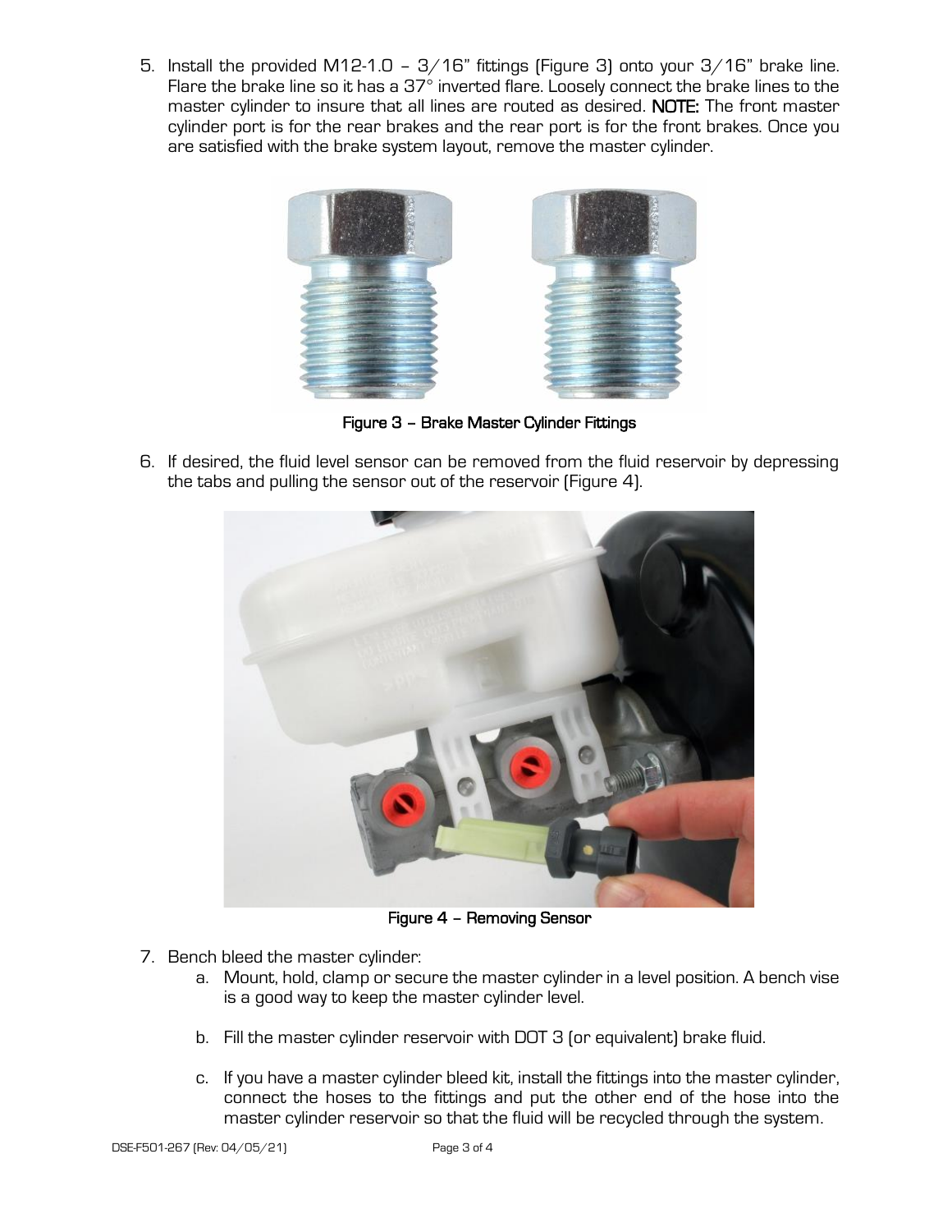5. Install the provided M12-1.0 – 3/16" fittings (Figure 3) onto your 3/16" brake line. Flare the brake line so it has a 37° inverted flare. Loosely connect the brake lines to the master cylinder to insure that all lines are routed as desired. **NOTE:** The front master cylinder port is for the rear brakes and the rear port is for the front brakes. Once you are satisfied with the brake system layout, remove the master cylinder.

**Figure 3 – Brake Master Cylinder Fittings**

6. If desired, the fluid level sensor can be removed from the fluid reservoir by depressing the tabs and pulling the sensor out of the reservoir (Figure 4).

**Figure 4 – Removing Sensor**

7. Bench bleed the master cylinder:
   a. Mount, hold, clamp or secure the master cylinder in a level position. A bench vise is a good way to keep the master cylinder level.

   b. Fill the master cylinder reservoir with DOT 3 (or equivalent) brake fluid.

   c. If you have a master cylinder bleed kit, install the fittings into the master cylinder, connect the hoses to the fittings and put the other end of the hose into the master cylinder reservoir so that the fluid will be recycled through the system.

DSE-F501-267 (Rev: 04/05/21)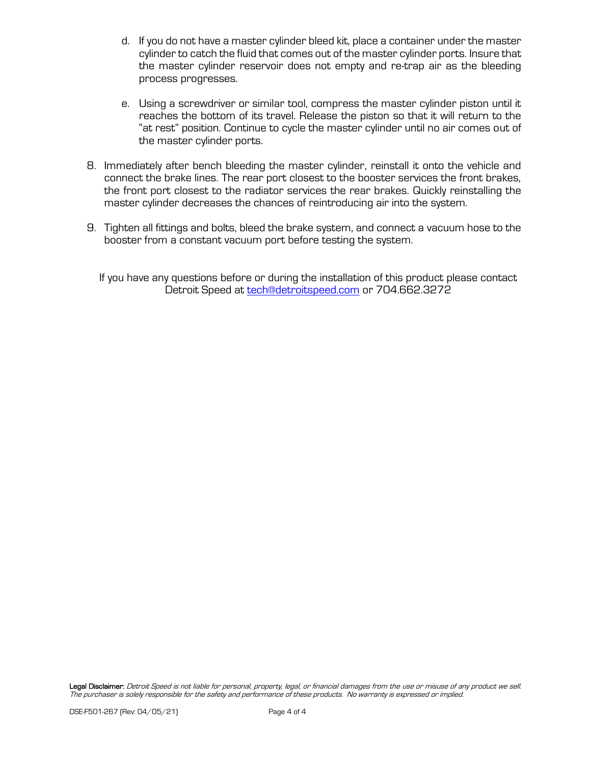d. If you do not have a master cylinder bleed kit, place a container under the master cylinder to catch the fluid that comes out of the master cylinder ports. Insure that the master cylinder reservoir does not empty and re-trap air as the bleeding process progresses.

   e. Using a screwdriver or similar tool, compress the master cylinder piston until it reaches the bottom of its travel. Release the piston so that it will return to the "at rest" position. Continue to cycle the master cylinder until no air comes out of the master cylinder ports.

8. Immediately after bench bleeding the master cylinder, reinstall it onto the vehicle and connect the brake lines. The rear port closest to the booster services the front brakes, the front port closest to the radiator services the rear brakes. Quickly reinstalling the master cylinder decreases the chances of reintroducing air into the system.

9. Tighten all fittings and bolts, bleed the brake system, and connect a vacuum hose to the booster from a constant vacuum port before testing the system.

If you have any questions before or during the installation of this product please contact Detroit Speed at tech@detroitspeed.com or 704.662.3272

**Legal Disclaimer:** *Detroit Speed is not liable for personal, property, legal, or financial damages from the use or misuse of any product we sell. The purchaser is solely responsible for the safety and performance of these products. No warranty is expressed or implied.*

DSE-F501-267 (Rev: 04/05/21)